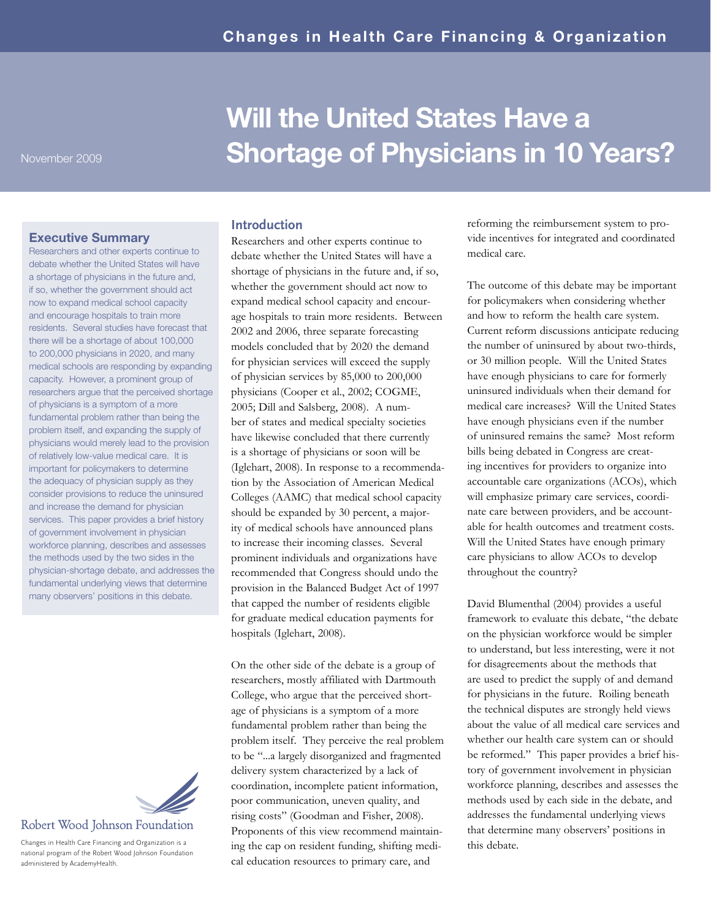Changes in Health Care Financing & Organization

November 2009

# Will the United States Have a Shortage of Physicians in 10 Years?

### Executive Summary

Researchers and other experts continue to debate whether the United States will have a shortage of physicians in the future and, if so, whether the government should act now to expand medical school capacity and encourage hospitals to train more residents. Several studies have forecast that there will be a shortage of about 100,000 to 200,000 physicians in 2020, and many medical schools are responding by expanding capacity. However, a prominent group of researchers argue that the perceived shortage of physicians is a symptom of a more fundamental problem rather than being the problem itself, and expanding the supply of physicians would merely lead to the provision of relatively low-value medical care. It is important for policymakers to determine the adequacy of physician supply as they consider provisions to reduce the uninsured and increase the demand for physician services. This paper provides a brief history of government involvement in physician workforce planning, describes and assesses the methods used by the two sides in the physician-shortage debate, and addresses the fundamental underlying views that determine many observers' positions in this debate.

## Introduction

Researchers and other experts continue to debate whether the United States will have a shortage of physicians in the future and, if so, whether the government should act now to expand medical school capacity and encourage hospitals to train more residents. Between 2002 and 2006, three separate forecasting models concluded that by 2020 the demand for physician services will exceed the supply of physician services by 85,000 to 200,000 physicians (Cooper et al., 2002; COGME, 2005; Dill and Salsberg, 2008). A number of states and medical specialty societies have likewise concluded that there currently is a shortage of physicians or soon will be (Iglehart, 2008). In response to a recommendation by the Association of American Medical Colleges (AAMC) that medical school capacity should be expanded by 30 percent, a majority of medical schools have announced plans to increase their incoming classes. Several prominent individuals and organizations have recommended that Congress should undo the provision in the Balanced Budget Act of 1997 that capped the number of residents eligible for graduate medical education payments for hospitals (Iglehart, 2008).

On the other side of the debate is a group of researchers, mostly affiliated with Dartmouth College, who argue that the perceived shortage of physicians is a symptom of a more fundamental problem rather than being the problem itself. They perceive the real problem to be "...a largely disorganized and fragmented delivery system characterized by a lack of coordination, incomplete patient information, poor communication, uneven quality, and rising costs" (Goodman and Fisher, 2008). Proponents of this view recommend maintaining the cap on resident funding, shifting medical education resources to primary care, and reforming the reimbursement system to provide incentives for integrated and coordinated medical care.

The outcome of this debate may be important for policymakers when considering whether and how to reform the health care system. Current reform discussions anticipate reducing the number of uninsured by about two-thirds, or 30 million people. Will the United States have enough physicians to care for formerly uninsured individuals when their demand for medical care increases? Will the United States have enough physicians even if the number of uninsured remains the same? Most reform bills being debated in Congress are creating incentives for providers to organize into accountable care organizations (ACOs), which will emphasize primary care services, coordinate care between providers, and be accountable for health outcomes and treatment costs. Will the United States have enough primary care physicians to allow ACOs to develop throughout the country?

David Blumenthal (2004) provides a useful framework to evaluate this debate, "the debate on the physician workforce would be simpler to understand, but less interesting, were it not for disagreements about the methods that are used to predict the supply of and demand for physicians in the future. Roiling beneath the technical disputes are strongly held views about the value of all medical care services and whether our health care system can or should be reformed." This paper provides a brief history of government involvement in physician workforce planning, describes and assesses the methods used by each side in the debate, and addresses the fundamental underlying views that determine many observers' positions in this debate.

Robert Wood Johnson Foundation

Changes in Health Care Financing and Organization is a national program of the Robert Wood Johnson Foundation administered by AcademyHealth.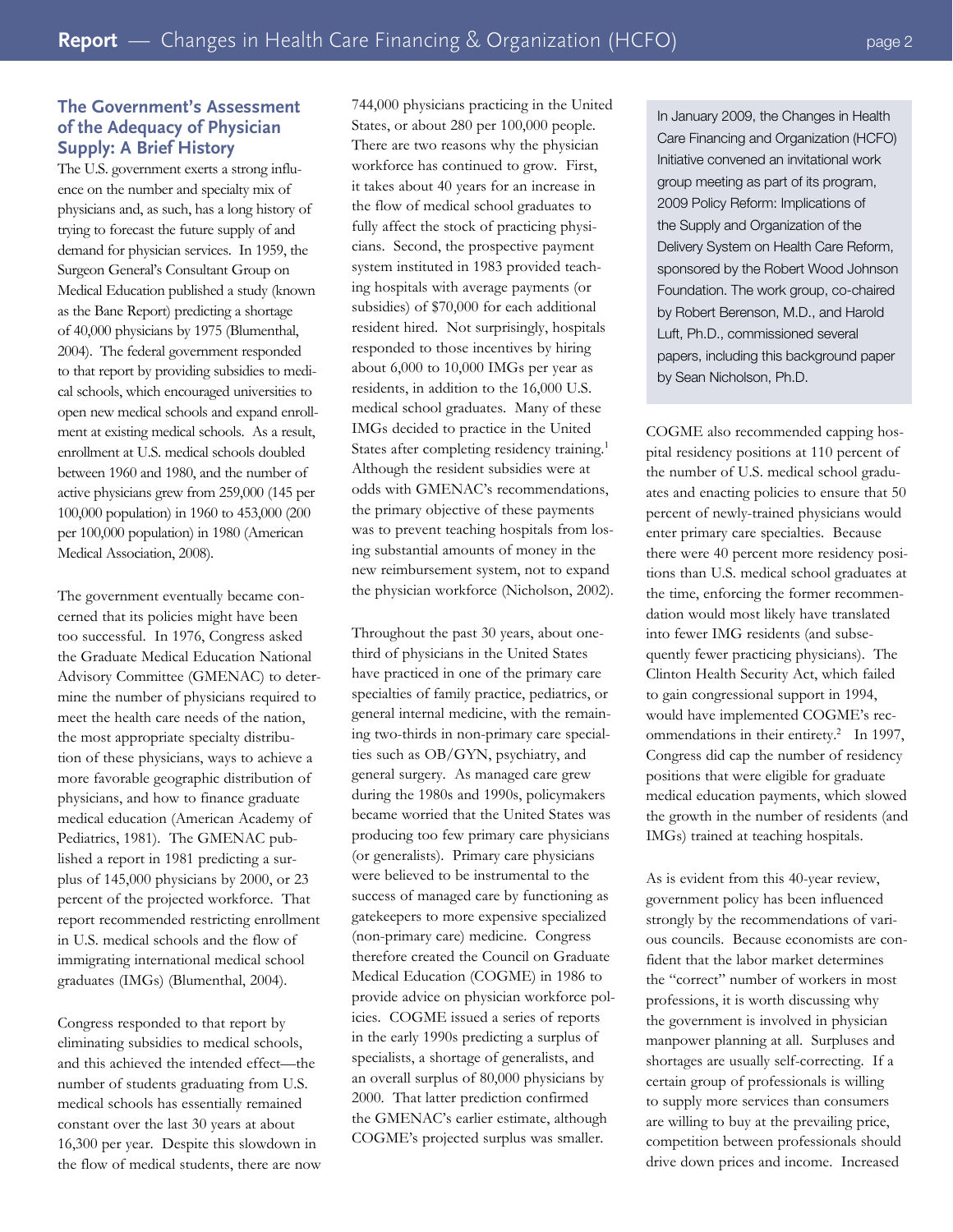## The Government's Assessment of the Adequacy of Physician Supply: A Brief History

The U.S. government exerts a strong influence on the number and specialty mix of physicians and, as such, has a long history of trying to forecast the future supply of and demand for physician services. In 1959, the Surgeon General's Consultant Group on Medical Education published a study (known as the Bane Report) predicting a shortage of 40,000 physicians by 1975 (Blumenthal, 2004). The federal government responded to that report by providing subsidies to medical schools, which encouraged universities to open new medical schools and expand enrollment at existing medical schools. As a result, enrollment at U.S. medical schools doubled between 1960 and 1980, and the number of active physicians grew from 259,000 (145 per 100,000 population) in 1960 to 453,000 (200 per 100,000 population) in 1980 (American Medical Association, 2008).

The government eventually became concerned that its policies might have been too successful. In 1976, Congress asked the Graduate Medical Education National Advisory Committee (GMENAC) to determine the number of physicians required to meet the health care needs of the nation, the most appropriate specialty distribution of these physicians, ways to achieve a more favorable geographic distribution of physicians, and how to finance graduate medical education (American Academy of Pediatrics, 1981). The GMENAC published a report in 1981 predicting a surplus of 145,000 physicians by 2000, or 23 percent of the projected workforce. That report recommended restricting enrollment in U.S. medical schools and the flow of immigrating international medical school graduates (IMGs) (Blumenthal, 2004).

Congress responded to that report by eliminating subsidies to medical schools, and this achieved the intended effect—the number of students graduating from U.S. medical schools has essentially remained constant over the last 30 years at about 16,300 per year. Despite this slowdown in the flow of medical students, there are now 744,000 physicians practicing in the United States, or about 280 per 100,000 people. There are two reasons why the physician workforce has continued to grow. First, it takes about 40 years for an increase in the flow of medical school graduates to fully affect the stock of practicing physicians. Second, the prospective payment system instituted in 1983 provided teaching hospitals with average payments (or subsidies) of $70,000 for each additional resident hired. Not surprisingly, hospitals responded to those incentives by hiring about 6,000 to 10,000 IMGs per year as residents, in addition to the 16,000 U.S. medical school graduates. Many of these IMGs decided to practice in the United States after completing residency training.[1] Although the resident subsidies were at odds with GMENAC's recommendations, the primary objective of these payments was to prevent teaching hospitals from losing substantial amounts of money in the new reimbursement system, not to expand the physician workforce (Nicholson, 2002).

Throughout the past 30 years, about one-third of physicians in the United States have practiced in one of the primary care specialties of family practice, pediatrics, or general internal medicine, with the remaining two-thirds in non-primary care specialties such as OB/GYN, psychiatry, and general surgery. As managed care grew during the 1980s and 1990s, policymakers became worried that the United States was producing too few primary care physicians (or generalists). Primary care physicians were believed to be instrumental to the success of managed care by functioning as gatekeepers to more expensive specialized (non-primary care) medicine. Congress therefore created the Council on Graduate Medical Education (COGME) in 1986 to provide advice on physician workforce policies. COGME issued a series of reports in the early 1990s predicting a surplus of specialists, a shortage of generalists, and an overall surplus of 80,000 physicians by 2000. That latter prediction confirmed the GMENAC's earlier estimate, although COGME's projected surplus was smaller.

> In January 2009, the Changes in Health Care Financing and Organization (HCFO) Initiative convened an invitational work group meeting as part of its program, 2009 Policy Reform: Implications of the Supply and Organization of the Delivery System on Health Care Reform, sponsored by the Robert Wood Johnson Foundation. The work group, co-chaired by Robert Berenson, M.D., and Harold Luft, Ph.D., commissioned several papers, including this background paper by Sean Nicholson, Ph.D.

COGME also recommended capping hospital residency positions at 110 percent of the number of U.S. medical school graduates and enacting policies to ensure that 50 percent of newly-trained physicians would enter primary care specialties. Because there were 40 percent more residency positions than U.S. medical school graduates at the time, enforcing the former recommendation would most likely have translated into fewer IMG residents (and subsequently fewer practicing physicians). The Clinton Health Security Act, which failed to gain congressional support in 1994, would have implemented COGME's recommendations in their entirety.[2] In 1997, Congress did cap the number of residency positions that were eligible for graduate medical education payments, which slowed the growth in the number of residents (and IMGs) trained at teaching hospitals.

As is evident from this 40-year review, government policy has been influenced strongly by the recommendations of various councils. Because economists are confident that the labor market determines the "correct" number of workers in most professions, it is worth discussing why the government is involved in physician manpower planning at all. Surpluses and shortages are usually self-correcting. If a certain group of professionals is willing to supply more services than consumers are willing to buy at the prevailing price, competition between professionals should drive down prices and income. Increased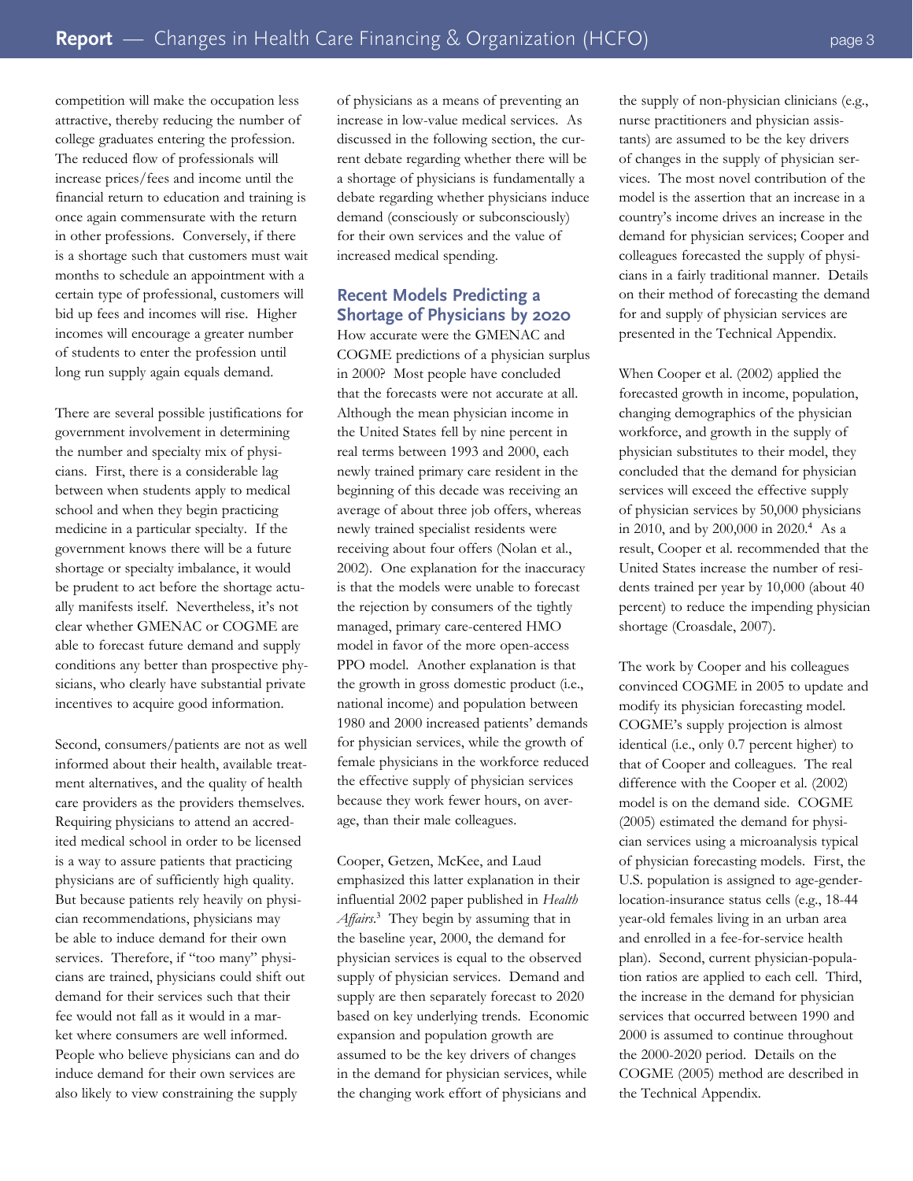competition will make the occupation less attractive, thereby reducing the number of college graduates entering the profession. The reduced flow of professionals will increase prices/fees and income until the financial return to education and training is once again commensurate with the return in other professions. Conversely, if there is a shortage such that customers must wait months to schedule an appointment with a certain type of professional, customers will bid up fees and incomes will rise. Higher incomes will encourage a greater number of students to enter the profession until long run supply again equals demand.

There are several possible justifications for government involvement in determining the number and specialty mix of physicians. First, there is a considerable lag between when students apply to medical school and when they begin practicing medicine in a particular specialty. If the government knows there will be a future shortage or specialty imbalance, it would be prudent to act before the shortage actually manifests itself. Nevertheless, it's not clear whether GMENAC or COGME are able to forecast future demand and supply conditions any better than prospective physicians, who clearly have substantial private incentives to acquire good information.

Second, consumers/patients are not as well informed about their health, available treatment alternatives, and the quality of health care providers as the providers themselves. Requiring physicians to attend an accredited medical school in order to be licensed is a way to assure patients that practicing physicians are of sufficiently high quality. But because patients rely heavily on physician recommendations, physicians may be able to induce demand for their own services. Therefore, if "too many" physicians are trained, physicians could shift out demand for their services such that their fee would not fall as it would in a market where consumers are well informed. People who believe physicians can and do induce demand for their own services are also likely to view constraining the supply of physicians as a means of preventing an increase in low-value medical services. As discussed in the following section, the current debate regarding whether there will be a shortage of physicians is fundamentally a debate regarding whether physicians induce demand (consciously or subconsciously) for their own services and the value of increased medical spending.

## Recent Models Predicting a Shortage of Physicians by 2020

How accurate were the GMENAC and COGME predictions of a physician surplus in 2000? Most people have concluded that the forecasts were not accurate at all. Although the mean physician income in the United States fell by nine percent in real terms between 1993 and 2000, each newly trained primary care resident in the beginning of this decade was receiving an average of about three job offers, whereas newly trained specialist residents were receiving about four offers (Nolan et al., 2002). One explanation for the inaccuracy is that the models were unable to forecast the rejection by consumers of the tightly managed, primary care-centered HMO model in favor of the more open-access PPO model. Another explanation is that the growth in gross domestic product (i.e., national income) and population between 1980 and 2000 increased patients' demands for physician services, while the growth of female physicians in the workforce reduced the effective supply of physician services because they work fewer hours, on average, than their male colleagues.

Cooper, Getzen, McKee, and Laud emphasized this latter explanation in their influential 2002 paper published in *Health Affairs*.[3] They begin by assuming that in the baseline year, 2000, the demand for physician services is equal to the observed supply of physician services. Demand and supply are then separately forecast to 2020 based on key underlying trends. Economic expansion and population growth are assumed to be the key drivers of changes in the demand for physician services, while the changing work effort of physicians and the supply of non-physician clinicians (e.g., nurse practitioners and physician assistants) are assumed to be the key drivers of changes in the supply of physician services. The most novel contribution of the model is the assertion that an increase in a country's income drives an increase in the demand for physician services; Cooper and colleagues forecasted the supply of physicians in a fairly traditional manner. Details on their method of forecasting the demand for and supply of physician services are presented in the Technical Appendix.

When Cooper et al. (2002) applied the forecasted growth in income, population, changing demographics of the physician workforce, and growth in the supply of physician substitutes to their model, they concluded that the demand for physician services will exceed the effective supply of physician services by 50,000 physicians in 2010, and by 200,000 in 2020.[4] As a result, Cooper et al. recommended that the United States increase the number of residents trained per year by 10,000 (about 40 percent) to reduce the impending physician shortage (Croasdale, 2007).

The work by Cooper and his colleagues convinced COGME in 2005 to update and modify its physician forecasting model. COGME's supply projection is almost identical (i.e., only 0.7 percent higher) to that of Cooper and colleagues. The real difference with the Cooper et al. (2002) model is on the demand side. COGME (2005) estimated the demand for physician services using a microanalysis typical of physician forecasting models. First, the U.S. population is assigned to age-gender-location-insurance status cells (e.g., 18-44 year-old females living in an urban area and enrolled in a fee-for-service health plan). Second, current physician-population ratios are applied to each cell. Third, the increase in the demand for physician services that occurred between 1990 and 2000 is assumed to continue throughout the 2000-2020 period. Details on the COGME (2005) method are described in the Technical Appendix.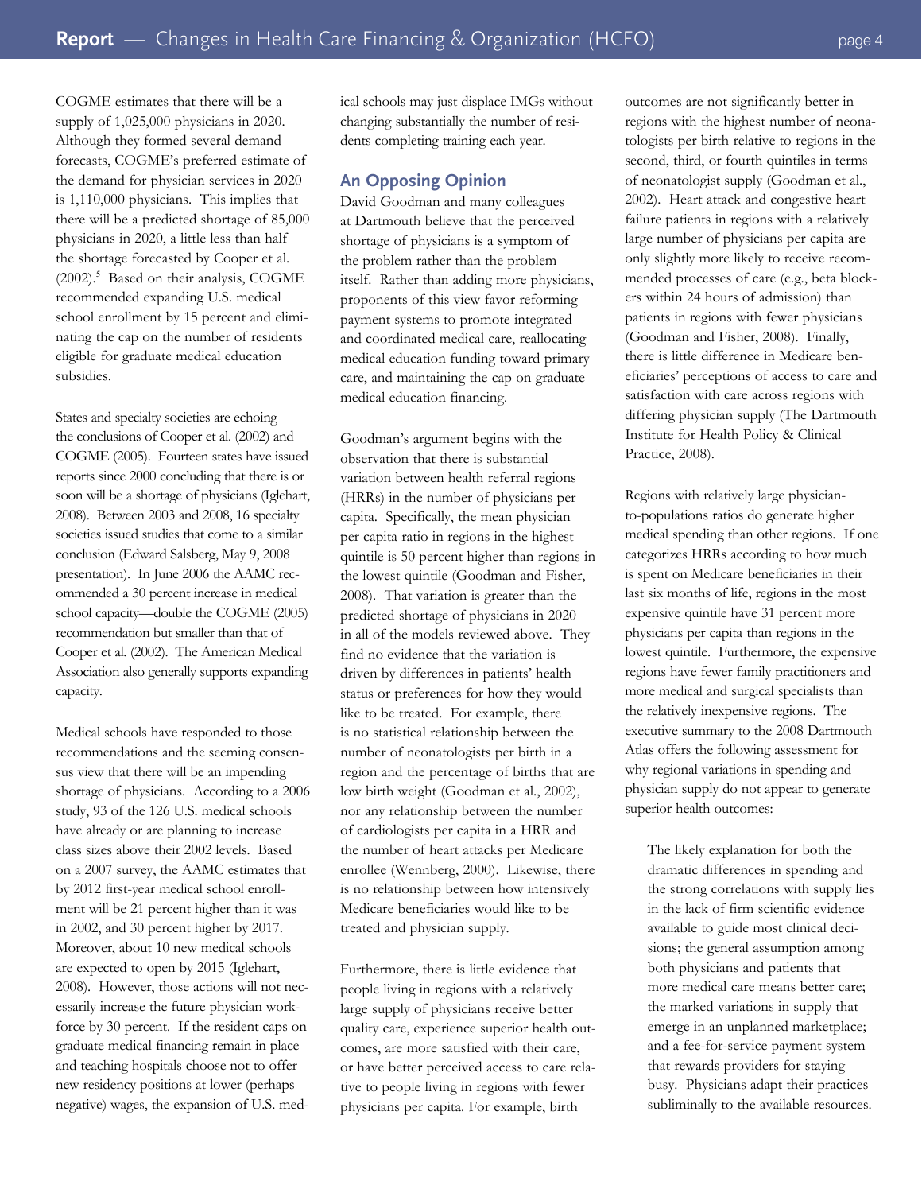COGME estimates that there will be a supply of 1,025,000 physicians in 2020. Although they formed several demand forecasts, COGME's preferred estimate of the demand for physician services in 2020 is 1,110,000 physicians. This implies that there will be a predicted shortage of 85,000 physicians in 2020, a little less than half the shortage forecasted by Cooper et al. (2002).[5] Based on their analysis, COGME recommended expanding U.S. medical school enrollment by 15 percent and eliminating the cap on the number of residents eligible for graduate medical education subsidies.

States and specialty societies are echoing the conclusions of Cooper et al. (2002) and COGME (2005). Fourteen states have issued reports since 2000 concluding that there is or soon will be a shortage of physicians (Iglehart, 2008). Between 2003 and 2008, 16 specialty societies issued studies that come to a similar conclusion (Edward Salsberg, May 9, 2008 presentation). In June 2006 the AAMC recommended a 30 percent increase in medical school capacity—double the COGME (2005) recommendation but smaller than that of Cooper et al. (2002). The American Medical Association also generally supports expanding capacity.

Medical schools have responded to those recommendations and the seeming consensus view that there will be an impending shortage of physicians. According to a 2006 study, 93 of the 126 U.S. medical schools have already or are planning to increase class sizes above their 2002 levels. Based on a 2007 survey, the AAMC estimates that by 2012 first-year medical school enrollment will be 21 percent higher than it was in 2002, and 30 percent higher by 2017. Moreover, about 10 new medical schools are expected to open by 2015 (Iglehart, 2008). However, those actions will not necessarily increase the future physician workforce by 30 percent. If the resident caps on graduate medical financing remain in place and teaching hospitals choose not to offer new residency positions at lower (perhaps negative) wages, the expansion of U.S. medical schools may just displace IMGs without changing substantially the number of residents completing training each year.

## An Opposing Opinion

David Goodman and many colleagues at Dartmouth believe that the perceived shortage of physicians is a symptom of the problem rather than the problem itself. Rather than adding more physicians, proponents of this view favor reforming payment systems to promote integrated and coordinated medical care, reallocating medical education funding toward primary care, and maintaining the cap on graduate medical education financing.

Goodman's argument begins with the observation that there is substantial variation between health referral regions (HRRs) in the number of physicians per capita. Specifically, the mean physician per capita ratio in regions in the highest quintile is 50 percent higher than regions in the lowest quintile (Goodman and Fisher, 2008). That variation is greater than the predicted shortage of physicians in 2020 in all of the models reviewed above. They find no evidence that the variation is driven by differences in patients' health status or preferences for how they would like to be treated. For example, there is no statistical relationship between the number of neonatologists per birth in a region and the percentage of births that are low birth weight (Goodman et al., 2002), nor any relationship between the number of cardiologists per capita in a HRR and the number of heart attacks per Medicare enrollee (Wennberg, 2000). Likewise, there is no relationship between how intensively Medicare beneficiaries would like to be treated and physician supply.

Furthermore, there is little evidence that people living in regions with a relatively large supply of physicians receive better quality care, experience superior health outcomes, are more satisfied with their care, or have better perceived access to care relative to people living in regions with fewer physicians per capita. For example, birth outcomes are not significantly better in regions with the highest number of neonatologists per birth relative to regions in the second, third, or fourth quintiles in terms of neonatologist supply (Goodman et al., 2002). Heart attack and congestive heart failure patients in regions with a relatively large number of physicians per capita are only slightly more likely to receive recommended processes of care (e.g., beta blockers within 24 hours of admission) than patients in regions with fewer physicians (Goodman and Fisher, 2008). Finally, there is little difference in Medicare beneficiaries' perceptions of access to care and satisfaction with care across regions with differing physician supply (The Dartmouth Institute for Health Policy & Clinical Practice, 2008).

Regions with relatively large physician-to-populations ratios do generate higher medical spending than other regions. If one categorizes HRRs according to how much is spent on Medicare beneficiaries in their last six months of life, regions in the most expensive quintile have 31 percent more physicians per capita than regions in the lowest quintile. Furthermore, the expensive regions have fewer family practitioners and more medical and surgical specialists than the relatively inexpensive regions. The executive summary to the 2008 Dartmouth Atlas offers the following assessment for why regional variations in spending and physician supply do not appear to generate superior health outcomes:

> The likely explanation for both the dramatic differences in spending and the strong correlations with supply lies in the lack of firm scientific evidence available to guide most clinical decisions; the general assumption among both physicians and patients that more medical care means better care; the marked variations in supply that emerge in an unplanned marketplace; and a fee-for-service payment system that rewards providers for staying busy. Physicians adapt their practices subliminally to the available resources.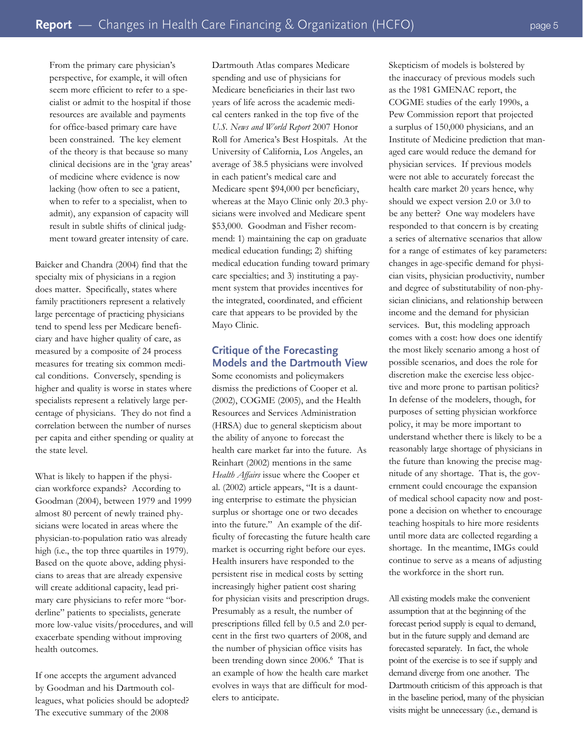> From the primary care physician's perspective, for example, it will often seem more efficient to refer to a specialist or admit to the hospital if those resources are available and payments for office-based primary care have been constrained. The key element of the theory is that because so many clinical decisions are in the 'gray areas' of medicine where evidence is now lacking (how often to see a patient, when to refer to a specialist, when to admit), any expansion of capacity will result in subtle shifts of clinical judgment toward greater intensity of care.

Baicker and Chandra (2004) find that the specialty mix of physicians in a region does matter. Specifically, states where family practitioners represent a relatively large percentage of practicing physicians tend to spend less per Medicare beneficiary and have higher quality of care, as measured by a composite of 24 process measures for treating six common medical conditions. Conversely, spending is higher and quality is worse in states where specialists represent a relatively large percentage of physicians. They do not find a correlation between the number of nurses per capita and either spending or quality at the state level.

What is likely to happen if the physician workforce expands? According to Goodman (2004), between 1979 and 1999 almost 80 percent of newly trained physicians were located in areas where the physician-to-population ratio was already high (i.e., the top three quartiles in 1979). Based on the quote above, adding physicians to areas that are already expensive will create additional capacity, lead primary care physicians to refer more "borderline" patients to specialists, generate more low-value visits/procedures, and will exacerbate spending without improving health outcomes.

If one accepts the argument advanced by Goodman and his Dartmouth colleagues, what policies should be adopted? The executive summary of the 2008 Dartmouth Atlas compares Medicare spending and use of physicians for Medicare beneficiaries in their last two years of life across the academic medical centers ranked in the top five of the *U.S. News and World Report* 2007 Honor Roll for America's Best Hospitals. At the University of California, Los Angeles, an average of 38.5 physicians were involved in each patient's medical care and Medicare spent $94,000 per beneficiary, whereas at the Mayo Clinic only 20.3 physicians were involved and Medicare spent $53,000. Goodman and Fisher recommend: 1) maintaining the cap on graduate medical education funding; 2) shifting medical education funding toward primary care specialties; and 3) instituting a payment system that provides incentives for the integrated, coordinated, and efficient care that appears to be provided by the Mayo Clinic.

## Critique of the Forecasting Models and the Dartmouth View

Some economists and policymakers dismiss the predictions of Cooper et al. (2002), COGME (2005), and the Health Resources and Services Administration (HRSA) due to general skepticism about the ability of anyone to forecast the health care market far into the future. As Reinhart (2002) mentions in the same *Health Affairs* issue where the Cooper et al. (2002) article appears, "It is a daunting enterprise to estimate the physician surplus or shortage one or two decades into the future." An example of the difficulty of forecasting the future health care market is occurring right before our eyes. Health insurers have responded to the persistent rise in medical costs by setting increasingly higher patient cost sharing for physician visits and prescription drugs. Presumably as a result, the number of prescriptions filled fell by 0.5 and 2.0 percent in the first two quarters of 2008, and the number of physician office visits has been trending down since 2006.[6] That is an example of how the health care market evolves in ways that are difficult for modelers to anticipate.

Skepticism of models is bolstered by the inaccuracy of previous models such as the 1981 GMENAC report, the COGME studies of the early 1990s, a Pew Commission report that projected a surplus of 150,000 physicians, and an Institute of Medicine prediction that managed care would reduce the demand for physician services. If previous models were not able to accurately forecast the health care market 20 years hence, why should we expect version 2.0 or 3.0 to be any better? One way modelers have responded to that concern is by creating a series of alternative scenarios that allow for a range of estimates of key parameters: changes in age-specific demand for physician visits, physician productivity, number and degree of substitutability of non-physician clinicians, and relationship between income and the demand for physician services. But, this modeling approach comes with a cost: how does one identify the most likely scenario among a host of possible scenarios, and does the role for discretion make the exercise less objective and more prone to partisan politics? In defense of the modelers, though, for purposes of setting physician workforce policy, it may be more important to understand whether there is likely to be a reasonably large shortage of physicians in the future than knowing the precise magnitude of any shortage. That is, the government could encourage the expansion of medical school capacity now and postpone a decision on whether to encourage teaching hospitals to hire more residents until more data are collected regarding a shortage. In the meantime, IMGs could continue to serve as a means of adjusting the workforce in the short run.

All existing models make the convenient assumption that at the beginning of the forecast period supply is equal to demand, but in the future supply and demand are forecasted separately. In fact, the whole point of the exercise is to see if supply and demand diverge from one another. The Dartmouth criticism of this approach is that in the baseline period, many of the physician visits might be unnecessary (i.e., demand is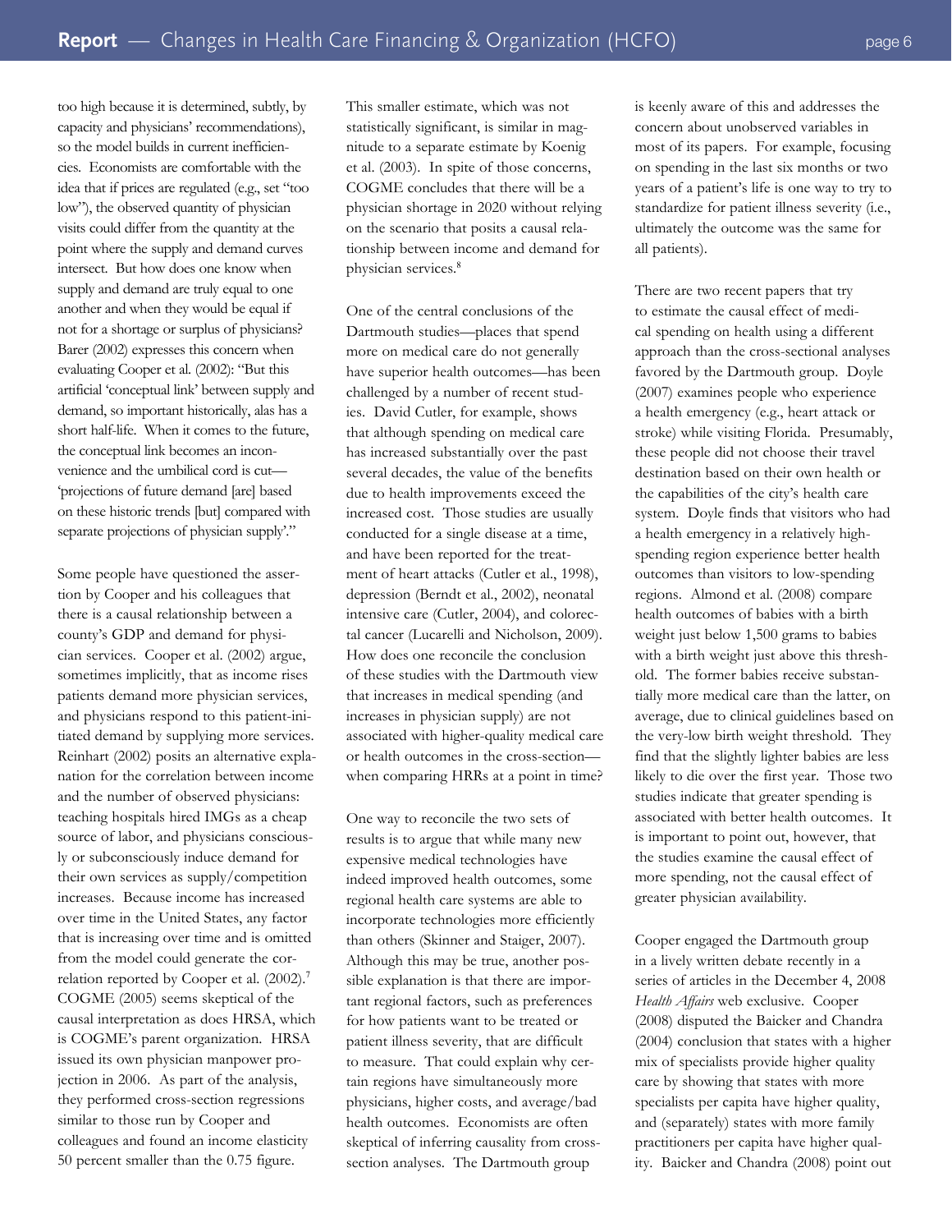too high because it is determined, subtly, by capacity and physicians' recommendations), so the model builds in current inefficiencies. Economists are comfortable with the idea that if prices are regulated (e.g., set "too low"), the observed quantity of physician visits could differ from the quantity at the point where the supply and demand curves intersect. But how does one know when supply and demand are truly equal to one another and when they would be equal if not for a shortage or surplus of physicians? Barer (2002) expresses this concern when evaluating Cooper et al. (2002): "But this artificial 'conceptual link' between supply and demand, so important historically, alas has a short half-life. When it comes to the future, the conceptual link becomes an inconvenience and the umbilical cord is cut—'projections of future demand [are] based on these historic trends [but] compared with separate projections of physician supply'."

Some people have questioned the assertion by Cooper and his colleagues that there is a causal relationship between a county's GDP and demand for physician services. Cooper et al. (2002) argue, sometimes implicitly, that as income rises patients demand more physician services, and physicians respond to this patient-initiated demand by supplying more services. Reinhart (2002) posits an alternative explanation for the correlation between income and the number of observed physicians: teaching hospitals hired IMGs as a cheap source of labor, and physicians consciously or subconsciously induce demand for their own services as supply/competition increases. Because income has increased over time in the United States, any factor that is increasing over time and is omitted from the model could generate the correlation reported by Cooper et al. (2002).[7] COGME (2005) seems skeptical of the causal interpretation as does HRSA, which is COGME's parent organization. HRSA issued its own physician manpower projection in 2006. As part of the analysis, they performed cross-section regressions similar to those run by Cooper and colleagues and found an income elasticity 50 percent smaller than the 0.75 figure. This smaller estimate, which was not statistically significant, is similar in magnitude to a separate estimate by Koenig et al. (2003). In spite of those concerns, COGME concludes that there will be a physician shortage in 2020 without relying on the scenario that posits a causal relationship between income and demand for physician services.[8]

One of the central conclusions of the Dartmouth studies—places that spend more on medical care do not generally have superior health outcomes—has been challenged by a number of recent studies. David Cutler, for example, shows that although spending on medical care has increased substantially over the past several decades, the value of the benefits due to health improvements exceed the increased cost. Those studies are usually conducted for a single disease at a time, and have been reported for the treatment of heart attacks (Cutler et al., 1998), depression (Berndt et al., 2002), neonatal intensive care (Cutler, 2004), and colorectal cancer (Lucarelli and Nicholson, 2009). How does one reconcile the conclusion of these studies with the Dartmouth view that increases in medical spending (and increases in physician supply) are not associated with higher-quality medical care or health outcomes in the cross-section—when comparing HRRs at a point in time?

One way to reconcile the two sets of results is to argue that while many new expensive medical technologies have indeed improved health outcomes, some regional health care systems are able to incorporate technologies more efficiently than others (Skinner and Staiger, 2007). Although this may be true, another possible explanation is that there are important regional factors, such as preferences for how patients want to be treated or patient illness severity, that are difficult to measure. That could explain why certain regions have simultaneously more physicians, higher costs, and average/bad health outcomes. Economists are often skeptical of inferring causality from cross-section analyses. The Dartmouth group is keenly aware of this and addresses the concern about unobserved variables in most of its papers. For example, focusing on spending in the last six months or two years of a patient's life is one way to try to standardize for patient illness severity (i.e., ultimately the outcome was the same for all patients).

There are two recent papers that try to estimate the causal effect of medical spending on health using a different approach than the cross-sectional analyses favored by the Dartmouth group. Doyle (2007) examines people who experience a health emergency (e.g., heart attack or stroke) while visiting Florida. Presumably, these people did not choose their travel destination based on their own health or the capabilities of the city's health care system. Doyle finds that visitors who had a health emergency in a relatively high-spending region experience better health outcomes than visitors to low-spending regions. Almond et al. (2008) compare health outcomes of babies with a birth weight just below 1,500 grams to babies with a birth weight just above this threshold. The former babies receive substantially more medical care than the latter, on average, due to clinical guidelines based on the very-low birth weight threshold. They find that the slightly lighter babies are less likely to die over the first year. Those two studies indicate that greater spending is associated with better health outcomes. It is important to point out, however, that the studies examine the causal effect of more spending, not the causal effect of greater physician availability.

Cooper engaged the Dartmouth group in a lively written debate recently in a series of articles in the December 4, 2008 *Health Affairs* web exclusive. Cooper (2008) disputed the Baicker and Chandra (2004) conclusion that states with a higher mix of specialists provide higher quality care by showing that states with more specialists per capita have higher quality, and (separately) states with more family practitioners per capita have higher quality. Baicker and Chandra (2008) point out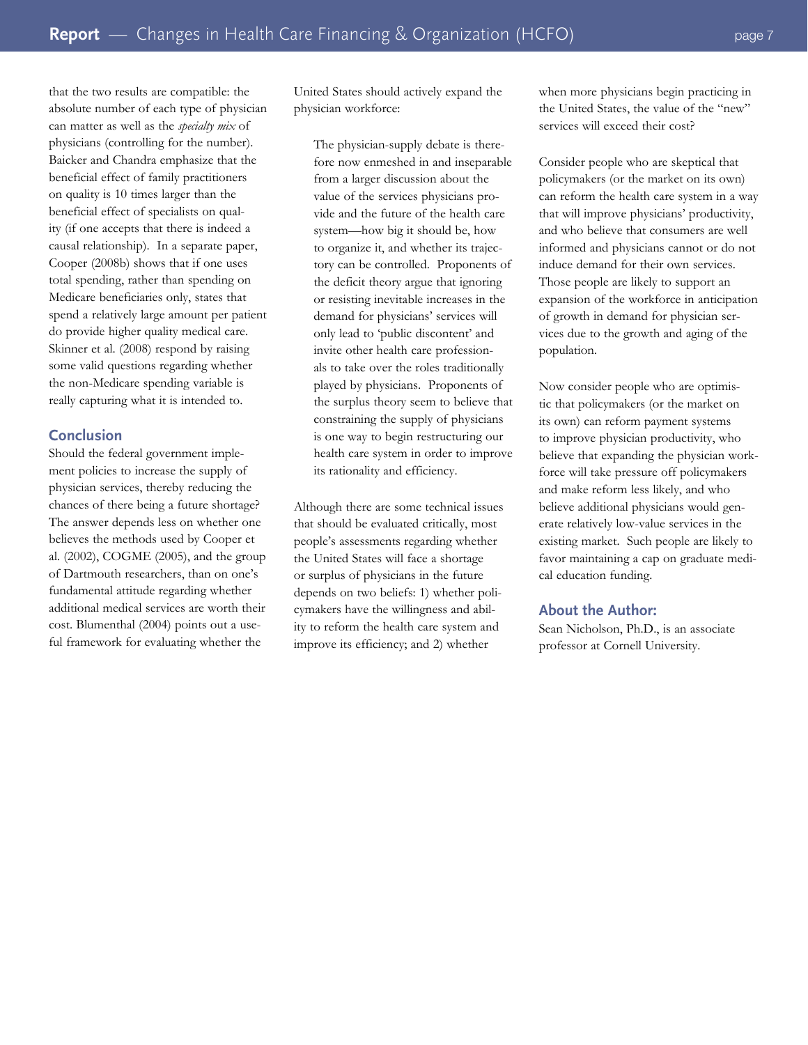that the two results are compatible: the absolute number of each type of physician can matter as well as the *specialty mix* of physicians (controlling for the number). Baicker and Chandra emphasize that the beneficial effect of family practitioners on quality is 10 times larger than the beneficial effect of specialists on quality (if one accepts that there is indeed a causal relationship). In a separate paper, Cooper (2008b) shows that if one uses total spending, rather than spending on Medicare beneficiaries only, states that spend a relatively large amount per patient do provide higher quality medical care. Skinner et al. (2008) respond by raising some valid questions regarding whether the non-Medicare spending variable is really capturing what it is intended to.

## Conclusion

Should the federal government implement policies to increase the supply of physician services, thereby reducing the chances of there being a future shortage? The answer depends less on whether one believes the methods used by Cooper et al. (2002), COGME (2005), and the group of Dartmouth researchers, than on one's fundamental attitude regarding whether additional medical services are worth their cost. Blumenthal (2004) points out a useful framework for evaluating whether the United States should actively expand the physician workforce:

> The physician-supply debate is therefore now enmeshed in and inseparable from a larger discussion about the value of the services physicians provide and the future of the health care system—how big it should be, how to organize it, and whether its trajectory can be controlled. Proponents of the deficit theory argue that ignoring or resisting inevitable increases in the demand for physicians' services will only lead to 'public discontent' and invite other health care professionals to take over the roles traditionally played by physicians. Proponents of the surplus theory seem to believe that constraining the supply of physicians is one way to begin restructuring our health care system in order to improve its rationality and efficiency.

Although there are some technical issues that should be evaluated critically, most people's assessments regarding whether the United States will face a shortage or surplus of physicians in the future depends on two beliefs: 1) whether policymakers have the willingness and ability to reform the health care system and improve its efficiency; and 2) whether when more physicians begin practicing in the United States, the value of the "new" services will exceed their cost?

Consider people who are skeptical that policymakers (or the market on its own) can reform the health care system in a way that will improve physicians' productivity, and who believe that consumers are well informed and physicians cannot or do not induce demand for their own services. Those people are likely to support an expansion of the workforce in anticipation of growth in demand for physician services due to the growth and aging of the population.

Now consider people who are optimistic that policymakers (or the market on its own) can reform payment systems to improve physician productivity, who believe that expanding the physician workforce will take pressure off policymakers and make reform less likely, and who believe additional physicians would generate relatively low-value services in the existing market. Such people are likely to favor maintaining a cap on graduate medical education funding.

## About the Author:

Sean Nicholson, Ph.D., is an associate professor at Cornell University.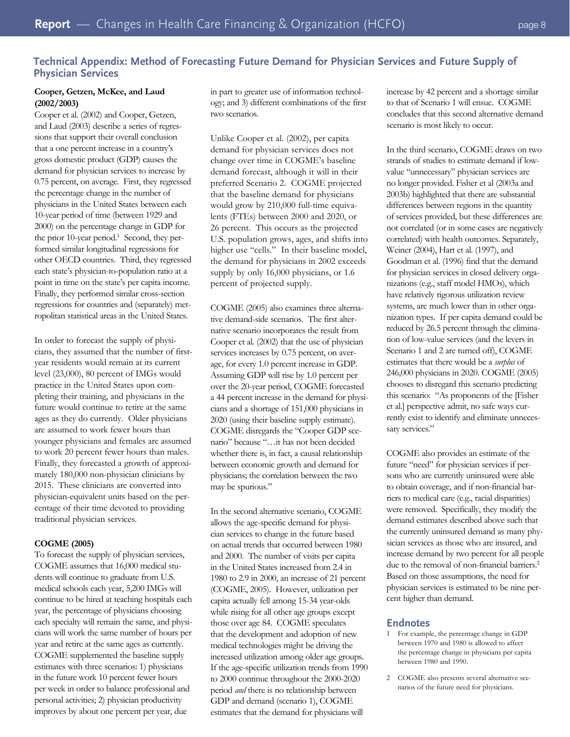## Technical Appendix: Method of Forecasting Future Demand for Physician Services and Future Supply of Physician Services

**Cooper, Getzen, McKee, and Laud (2002/2003)**

Cooper et al. (2002) and Cooper, Getzen, and Laud (2003) describe a series of regressions that support their overall conclusion that a one percent increase in a country's gross domestic product (GDP) causes the demand for physician services to increase by 0.75 percent, on average. First, they regressed the percentage change in the number of physicians in the United States between each 10-year period of time (between 1929 and 2000) on the percentage change in GDP for the prior 10-year period.[1] Second, they performed similar longitudinal regressions for other OECD countries. Third, they regressed each state's physician-to-population ratio at a point in time on the state's per capita income. Finally, they performed similar cross-section regressions for countries and (separately) metropolitan statistical areas in the United States.

In order to forecast the supply of physicians, they assumed that the number of first-year residents would remain at its current level (23,000), 80 percent of IMGs would practice in the United States upon completing their training, and physicians in the future would continue to retire at the same ages as they do currently. Older physicians are assumed to work fewer hours than younger physicians and females are assumed to work 20 percent fewer hours than males. Finally, they forecasted a growth of approximately 180,000 non-physician clinicians by 2015. These clinicians are converted into physician-equivalent units based on the percentage of their time devoted to providing traditional physician services.

**COGME (2005)**

To forecast the supply of physician services, COGME assumes that 16,000 medical students will continue to graduate from U.S. medical schools each year, 5,200 IMGs will continue to be hired at teaching hospitals each year, the percentage of physicians choosing each specialty will remain the same, and physicians will work the same number of hours per year and retire at the same ages as currently. COGME supplemented the baseline supply estimates with three scenarios: 1) physicians in the future work 10 percent fewer hours per week in order to balance professional and personal activities; 2) physician productivity improves by about one percent per year, due in part to greater use of information technology; and 3) different combinations of the first two scenarios.

Unlike Cooper et al. (2002), per capita demand for physician services does not change over time in COGME's baseline demand forecast, although it will in their preferred Scenario 2. COGME projected that the baseline demand for physicians would grow by 210,000 full-time equivalents (FTEs) between 2000 and 2020, or 26 percent. This occurs as the projected U.S. population grows, ages, and shifts into higher use "cells." In their baseline model, the demand for physicians in 2002 exceeds supply by only 16,000 physicians, or 1.6 percent of projected supply.

COGME (2005) also examines three alternative demand-side scenarios. The first alternative scenario incorporates the result from Cooper et al. (2002) that the use of physician services increases by 0.75 percent, on average, for every 1.0 percent increase in GDP. Assuming GDP will rise by 1.0 percent per over the 20-year period, COGME forecasted a 44 percent increase in the demand for physicians and a shortage of 151,000 physicians in 2020 (using their baseline supply estimate). COGME disregards the "Cooper GDP scenario" because "…it has not been decided whether there is, in fact, a causal relationship between economic growth and demand for physicians; the correlation between the two may be spurious."

In the second alternative scenario, COGME allows the age-specific demand for physician services to change in the future based on actual trends that occurred between 1980 and 2000. The number of visits per capita in the United States increased from 2.4 in 1980 to 2.9 in 2000, an increase of 21 percent (COGME, 2005). However, utilization per capita actually fell among 15-34 year-olds while rising for all other age groups except those over age 84. COGME speculates that the development and adoption of new medical technologies might be driving the increased utilization among older age groups. If the age-specific utilization trends from 1990 to 2000 continue throughout the 2000-2020 period *and* there is no relationship between GDP and demand (scenario 1), COGME estimates that the demand for physicians will increase by 42 percent and a shortage similar to that of Scenario 1 will ensue. COGME concludes that this second alternative demand scenario is most likely to occur.

In the third scenario, COGME draws on two strands of studies to estimate demand if low-value "unnecessary" physician services are no longer provided. Fisher et al (2003a and 2003b) highlighted that there are substantial differences between regions in the quantity of services provided, but these differences are not correlated (or in some cases are negatively correlated) with health outcomes. Separately, Weiner (2004), Hart et al. (1997), and Goodman et al. (1996) find that the demand for physician services in closed delivery organizations (e.g., staff model HMOs), which have relatively rigorous utilization review systems, are much lower than in other organization types. If per capita demand could be reduced by 26.5 percent through the elimination of low-value services (and the levers in Scenario 1 and 2 are turned off), COGME estimates that there would be a *surplus* of 246,000 physicians in 2020. COGME (2005) chooses to disregard this scenario predicting this scenario: "As proponents of the [Fisher et al.] perspective admit, no safe ways currently exist to identify and eliminate unnecessary services."

COGME also provides an estimate of the future "need" for physician services if persons who are currently uninsured were able to obtain coverage, and if non-financial barriers to medical care (e.g., racial disparities) were removed. Specifically, they modify the demand estimates described above such that the currently uninsured demand as many physician services as those who are insured, and increase demand by two percent for all people due to the removal of non-financial barriers.[2] Based on those assumptions, the need for physician services is estimated to be nine percent higher than demand.

## Endnotes

1. For example, the percentage change in GDP between 1970 and 1980 is allowed to affect the percentage change in physicians per capita between 1980 and 1990.
2. COGME also presents several alternative scenarios of the future need for physicians.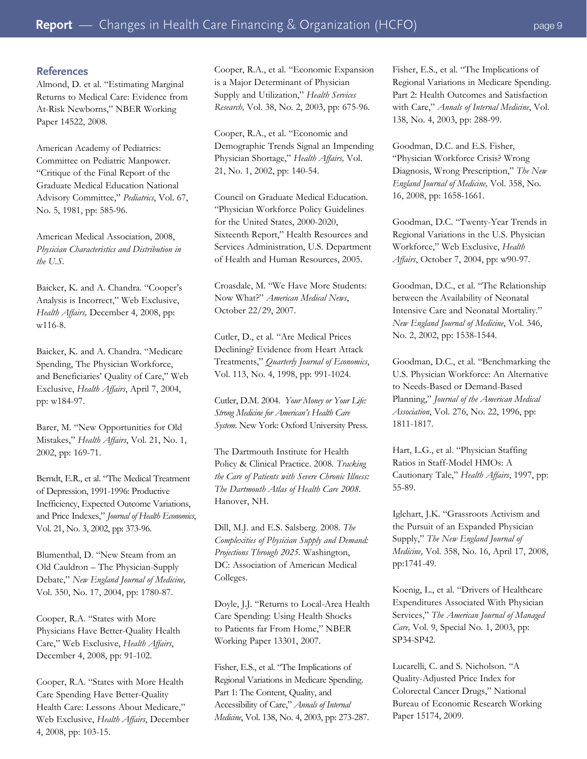## References

Almond, D. et al. "Estimating Marginal Returns to Medical Care: Evidence from At-Risk Newborns," NBER Working Paper 14522, 2008.

American Academy of Pediatrics: Committee on Pediatric Manpower. "Critique of the Final Report of the Graduate Medical Education National Advisory Committee," *Pediatrics*, Vol. 67, No. 5, 1981, pp: 585-96.

American Medical Association, 2008, *Physician Characteristics and Distribution in the U.S.*

Baicker, K. and A. Chandra. "Cooper's Analysis is Incorrect," Web Exclusive, *Health Affairs,* December 4, 2008, pp: w116-8.

Baicker, K. and A. Chandra. "Medicare Spending, The Physician Workforce, and Beneficiaries' Quality of Care," Web Exclusive, *Health Affairs*, April 7, 2004, pp: w184-97.

Barer, M. "New Opportunities for Old Mistakes," *Health Affairs*, Vol. 21, No. 1, 2002, pp: 169-71.

Berndt, E.R., et al. "The Medical Treatment of Depression, 1991-1996: Productive Inefficiency, Expected Outcome Variations, and Price Indexes," *Journal of Health Economics*, Vol. 21, No. 3, 2002, pp: 373-96.

Blumenthal, D. "New Steam from an Old Cauldron – The Physician-Supply Debate," *New England Journal of Medicine,* Vol. 350, No. 17, 2004, pp: 1780-87.

Cooper, R.A. "States with More Physicians Have Better-Quality Health Care," Web Exclusive, *Health Affairs*, December 4, 2008, pp: 91-102.

Cooper, R.A. "States with More Health Care Spending Have Better-Quality Health Care: Lessons About Medicare," Web Exclusive, *Health Affairs*, December 4, 2008, pp: 103-15.

Cooper, R.A., et al. "Economic Expansion is a Major Determinant of Physician Supply and Utilization," *Health Services Research,* Vol. 38, No. 2, 2003, pp: 675-96.

Cooper, R.A., et al. "Economic and Demographic Trends Signal an Impending Physician Shortage," *Health Affairs,* Vol. 21, No. 1, 2002, pp: 140-54.

Council on Graduate Medical Education. "Physician Workforce Policy Guidelines for the United States, 2000-2020, Sixteenth Report," Health Resources and Services Administration, U.S. Department of Health and Human Resources, 2005.

Croasdale, M. "We Have More Students: Now What?" *American Medical News*, October 22/29, 2007.

Cutler, D., et al. "Are Medical Prices Declining? Evidence from Heart Attack Treatments," *Quarterly Journal of Economics*, Vol. 113, No. 4, 1998, pp: 991-1024.

Cutler, D.M. 2004. *Your Money or Your Life: Strong Medicine for American's Health Care System*. New York: Oxford University Press.

The Dartmouth Institute for Health Policy & Clinical Practice. 2008. *Tracking the Care of Patients with Severe Chronic Illness: The Dartmouth Atlas of Health Care 2008*. Hanover, NH.

Dill, M.J. and E.S. Salsberg. 2008. *The Complexities of Physician Supply and Demand: Projections Through 2025.* Washington, DC: Association of American Medical Colleges.

Doyle, J.J. "Returns to Local-Area Health Care Spending: Using Health Shocks to Patients far From Home," NBER Working Paper 13301, 2007.

Fisher, E.S., et al. "The Implications of Regional Variations in Medicare Spending. Part 1: The Content, Quality, and Accessibility of Care," *Annals of Internal Medicine*, Vol. 138, No. 4, 2003, pp: 273-287.

Fisher, E.S., et al. "The Implications of Regional Variations in Medicare Spending. Part 2: Health Outcomes and Satisfaction with Care," *Annals of Internal Medicine*, Vol. 138, No. 4, 2003, pp: 288-99.

Goodman, D.C. and E.S. Fisher, "Physician Workforce Crisis? Wrong Diagnosis, Wrong Prescription," *The New England Journal of Medicine,* Vol. 358, No. 16, 2008, pp: 1658-1661.

Goodman, D.C. "Twenty-Year Trends in Regional Variations in the U.S. Physician Workforce," Web Exclusive, *Health Affairs*, October 7, 2004, pp: w90-97.

Goodman, D.C., et al. "The Relationship between the Availability of Neonatal Intensive Care and Neonatal Mortality." *New England Journal of Medicine*, Vol. 346, No. 2, 2002, pp: 1538-1544.

Goodman, D.C., et al. "Benchmarking the U.S. Physician Workforce: An Alternative to Needs-Based or Demand-Based Planning," *Journal of the American Medical Association*, Vol. 276, No. 22, 1996, pp: 1811-1817.

Hart, L.G., et al. "Physician Staffing Ratios in Staff-Model HMOs: A Cautionary Tale," *Health Affairs*, 1997, pp: 55-89.

Iglehart, J.K. "Grassroots Activism and the Pursuit of an Expanded Physician Supply," *The New England Journal of Medicine,* Vol. 358, No. 16, April 17, 2008, pp:1741-49.

Koenig, L., et al. "Drivers of Healthcare Expenditures Associated With Physician Services," *The American Journal of Managed Care,* Vol. 9, Special No. 1, 2003, pp: SP34-SP42.

Lucarelli, C. and S. Nicholson. "A Quality-Adjusted Price Index for Colorectal Cancer Drugs," National Bureau of Economic Research Working Paper 15174, 2009.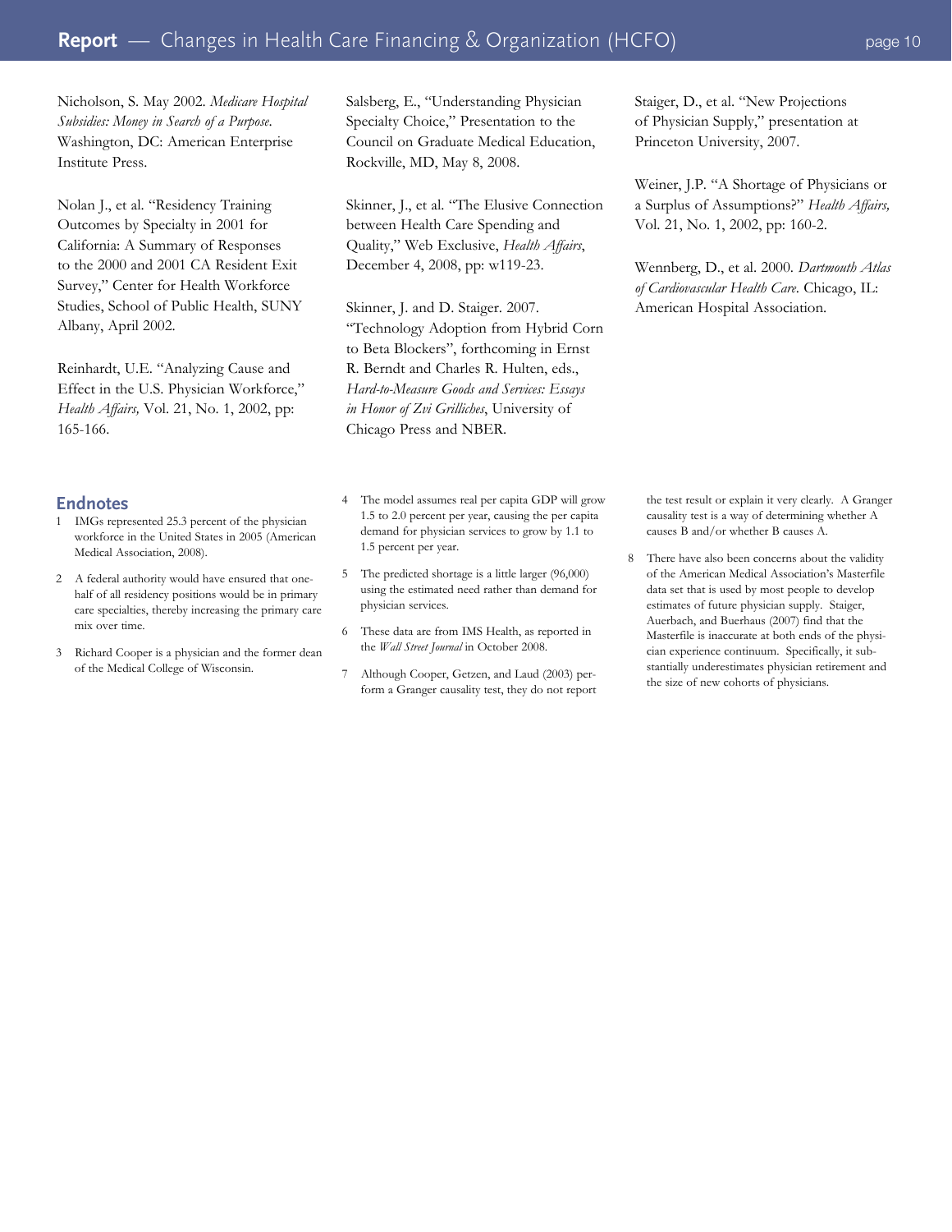Nicholson, S. May 2002. *Medicare Hospital Subsidies: Money in Search of a Purpose*. Washington, DC: American Enterprise Institute Press.

Nolan J., et al. "Residency Training Outcomes by Specialty in 2001 for California: A Summary of Responses to the 2000 and 2001 CA Resident Exit Survey," Center for Health Workforce Studies, School of Public Health, SUNY Albany, April 2002.

Reinhardt, U.E. "Analyzing Cause and Effect in the U.S. Physician Workforce," *Health Affairs,* Vol. 21, No. 1, 2002, pp: 165-166.

Salsberg, E., "Understanding Physician Specialty Choice," Presentation to the Council on Graduate Medical Education, Rockville, MD, May 8, 2008.

Skinner, J., et al. "The Elusive Connection between Health Care Spending and Quality," Web Exclusive, *Health Affairs*, December 4, 2008, pp: w119-23.

Skinner, J. and D. Staiger. 2007. "Technology Adoption from Hybrid Corn to Beta Blockers", forthcoming in Ernst R. Berndt and Charles R. Hulten, eds., *Hard-to-Measure Goods and Services: Essays in Honor of Zvi Grilliches*, University of Chicago Press and NBER.

Staiger, D., et al. "New Projections of Physician Supply," presentation at Princeton University, 2007.

Weiner, J.P. "A Shortage of Physicians or a Surplus of Assumptions?" *Health Affairs,* Vol. 21, No. 1, 2002, pp: 160-2.

Wennberg, D., et al. 2000. *Dartmouth Atlas of Cardiovascular Health Care*. Chicago, IL: American Hospital Association.

## Endnotes

1. IMGs represented 25.3 percent of the physician workforce in the United States in 2005 (American Medical Association, 2008).

2. A federal authority would have ensured that one-half of all residency positions would be in primary care specialties, thereby increasing the primary care mix over time.

3. Richard Cooper is a physician and the former dean of the Medical College of Wisconsin.

4. The model assumes real per capita GDP will grow 1.5 to 2.0 percent per year, causing the per capita demand for physician services to grow by 1.1 to 1.5 percent per year.

5. The predicted shortage is a little larger (96,000) using the estimated need rather than demand for physician services.

6. These data are from IMS Health, as reported in the *Wall Street Journal* in October 2008.

7. Although Cooper, Getzen, and Laud (2003) perform a Granger causality test, they do not report the test result or explain it very clearly. A Granger causality test is a way of determining whether A causes B and/or whether B causes A.

8. There have also been concerns about the validity of the American Medical Association's Masterfile data set that is used by most people to develop estimates of future physician supply. Staiger, Auerbach, and Buerhaus (2007) find that the Masterfile is inaccurate at both ends of the physician experience continuum. Specifically, it substantially underestimates physician retirement and the size of new cohorts of physicians.